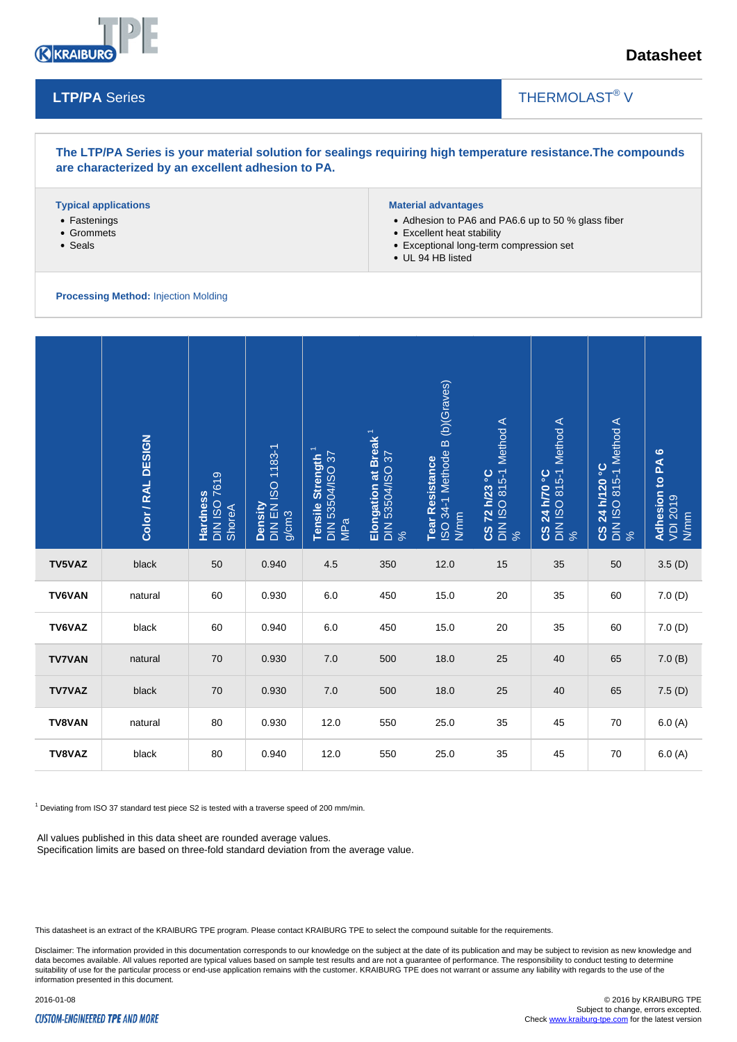**Datasheet**

## **LTP/PA** Series

THERMOLAST® V

**The LTP/PA Series is your material solution for sealings requiring high temperature resistance.The compounds are characterized by an excellent adhesion to PA.**

**Typical applications**

- Fastenings
- Grommets
- Seals

**Material advantages**

- Adhesion to PA6 and PA6.6 up to 50 % glass fiber
- Excellent heat stability
- Exceptional long-term compression set
- UL 94 HB listed

**Processing Method:** Injection Molding

| | **Color / RAL DESIGN** | **Hardness** DIN ISO 7619 ShoreA | **Density** DIN EN ISO 1183-1 g/cm3 | **Tensile Strength** [1] DIN 53504/ISO 37 MPa | **Elongation at Break** [1] DIN 53504/ISO 37 % | **Tear Resistance** ISO 34-1 Methode B (b)(Graves) N/mm | **CS 72 h/23 °C** DIN ISO 815-1 Method A % | **CS 24 h/70 °C** DIN ISO 815-1 Method A % | **CS 24 h/120 °C** DIN ISO 815-1 Method A % | **Adhesion to PA 6** VDI 2019 N/mm |
|---|---|---|---|---|---|---|---|---|---|---|
| **TV5VAZ** | black | 50 | 0.940 | 4.5 | 350 | 12.0 | 15 | 35 | 50 | 3.5 (D) |
| **TV6VAN** | natural | 60 | 0.930 | 6.0 | 450 | 15.0 | 20 | 35 | 60 | 7.0 (D) |
| **TV6VAZ** | black | 60 | 0.940 | 6.0 | 450 | 15.0 | 20 | 35 | 60 | 7.0 (D) |
| **TV7VAN** | natural | 70 | 0.930 | 7.0 | 500 | 18.0 | 25 | 40 | 65 | 7.0 (B) |
| **TV7VAZ** | black | 70 | 0.930 | 7.0 | 500 | 18.0 | 25 | 40 | 65 | 7.5 (D) |
| **TV8VAN** | natural | 80 | 0.930 | 12.0 | 550 | 25.0 | 35 | 45 | 70 | 6.0 (A) |
| **TV8VAZ** | black | 80 | 0.940 | 12.0 | 550 | 25.0 | 35 | 45 | 70 | 6.0 (A) |

[1] Deviating from ISO 37 standard test piece S2 is tested with a traverse speed of 200 mm/min.

All values published in this data sheet are rounded average values.
Specification limits are based on three-fold standard deviation from the average value.

This datasheet is an extract of the KRAIBURG TPE program. Please contact KRAIBURG TPE to select the compound suitable for the requirements.

Disclaimer: The information provided in this documentation corresponds to our knowledge on the subject at the date of its publication and may be subject to revision as new knowledge and data becomes available. All values reported are typical values based on sample test results and are not a guarantee of performance. The responsibility to conduct testing to determine suitability of use for the particular process or end-use application remains with the customer. KRAIBURG TPE does not warrant or assume any liability with regards to the use of the information presented in this document.

2016-01-08

© 2016 by KRAIBURG TPE
Subject to change, errors excepted.
Check www.kraiburg-tpe.com for the latest version

CUSTOM-ENGINEERED TPE AND MORE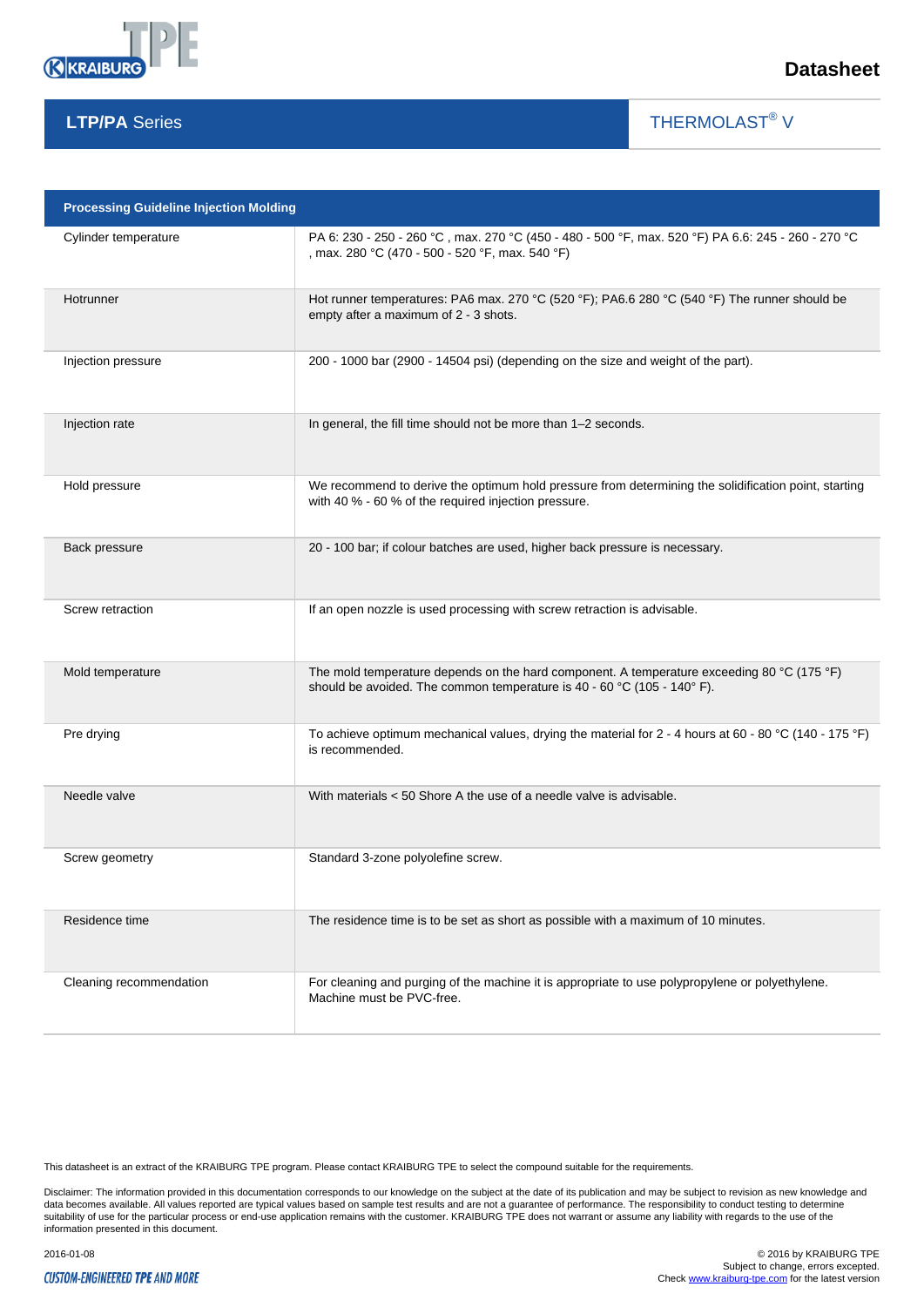Datasheet

**LTP/PA** Series

THERMOLAST® V

| Processing Guideline Injection Molding | |
|---|---|
| Cylinder temperature | PA 6: 230 - 250 - 260 °C , max. 270 °C (450 - 480 - 500 °F, max. 520 °F) PA 6.6: 245 - 260 - 270 °C , max. 280 °C (470 - 500 - 520 °F, max. 540 °F) |
| Hotrunner | Hot runner temperatures: PA6 max. 270 °C (520 °F); PA6.6 280 °C (540 °F) The runner should be empty after a maximum of 2 - 3 shots. |
| Injection pressure | 200 - 1000 bar (2900 - 14504 psi) (depending on the size and weight of the part). |
| Injection rate | In general, the fill time should not be more than 1–2 seconds. |
| Hold pressure | We recommend to derive the optimum hold pressure from determining the solidification point, starting with 40 % - 60 % of the required injection pressure. |
| Back pressure | 20 - 100 bar; if colour batches are used, higher back pressure is necessary. |
| Screw retraction | If an open nozzle is used processing with screw retraction is advisable. |
| Mold temperature | The mold temperature depends on the hard component. A temperature exceeding 80 °C (175 °F) should be avoided. The common temperature is 40 - 60 °C (105 - 140° F). |
| Pre drying | To achieve optimum mechanical values, drying the material for 2 - 4 hours at 60 - 80 °C (140 - 175 °F) is recommended. |
| Needle valve | With materials < 50 Shore A the use of a needle valve is advisable. |
| Screw geometry | Standard 3-zone polyolefine screw. |
| Residence time | The residence time is to be set as short as possible with a maximum of 10 minutes. |
| Cleaning recommendation | For cleaning and purging of the machine it is appropriate to use polypropylene or polyethylene. Machine must be PVC-free. |

This datasheet is an extract of the KRAIBURG TPE program. Please contact KRAIBURG TPE to select the compound suitable for the requirements.

Disclaimer: The information provided in this documentation corresponds to our knowledge on the subject at the date of its publication and may be subject to revision as new knowledge and data becomes available. All values reported are typical values based on sample test results and are not a guarantee of performance. The responsibility to conduct testing to determine suitability of use for the particular process or end-use application remains with the customer. KRAIBURG TPE does not warrant or assume any liability with regards to the use of the information presented in this document.

2016-01-08

© 2016 by KRAIBURG TPE
Subject to change, errors excepted.
Check www.kraiburg-tpe.com for the latest version

CUSTOM-ENGINEERED TPE AND MORE